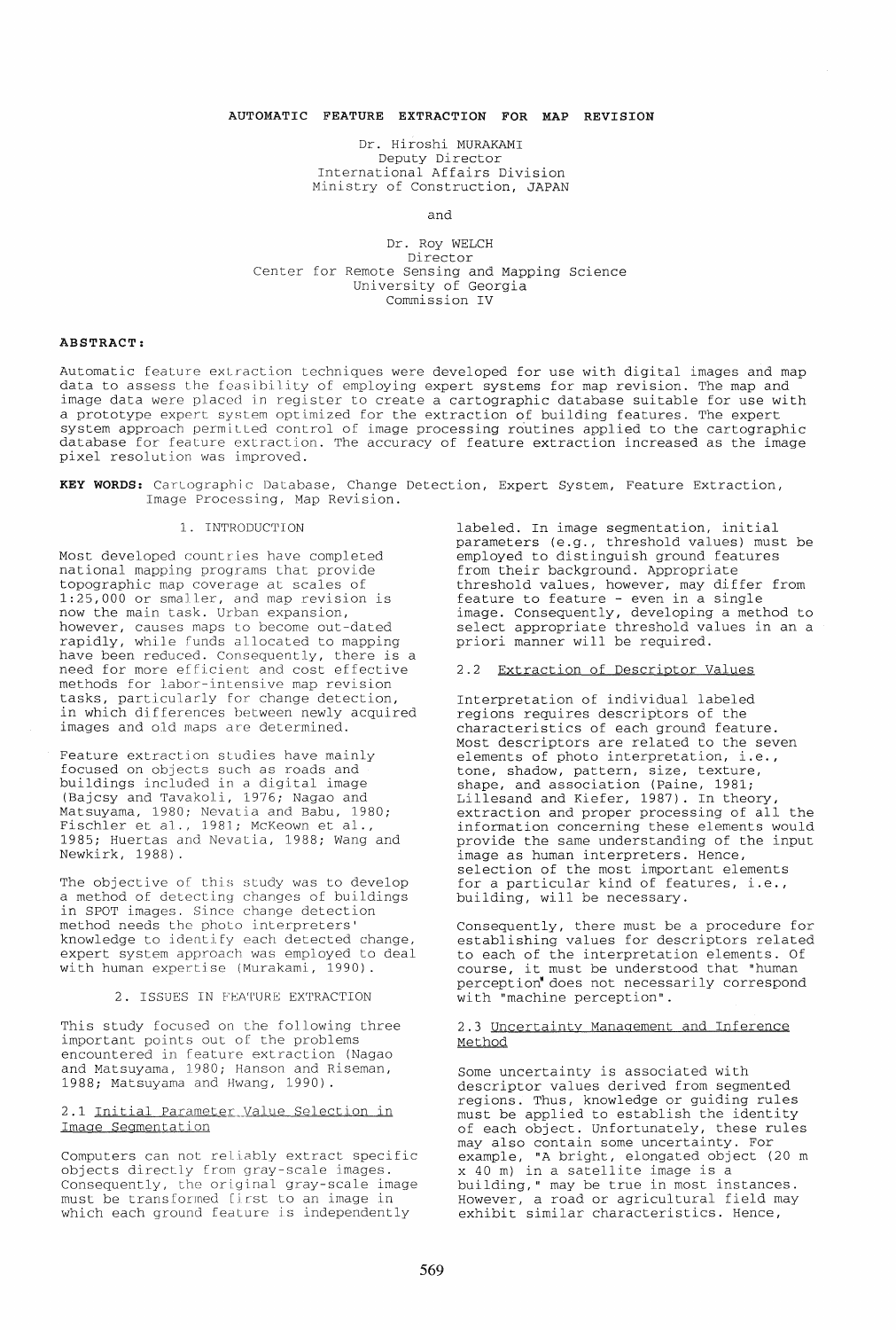# AUTOMATIC FEATURE EXTRACTION FOR MAP REVISION

Dr. Hiroshi MURAKAMI
Deputy Director
International Affairs Division
Ministry of Construction, JAPAN

and

Dr. Roy WELCH
Director
Center for Remote Sensing and Mapping Science
University of Georgia
Commission IV

**ABSTRACT:**

Automatic feature extraction techniques were developed for use with digital images and map data to assess the feasibility of employing expert systems for map revision. The map and image data were placed in register to create a cartographic database suitable for use with a prototype expert system optimized for the extraction of building features. The expert system approach permitted control of image processing routines applied to the cartographic database for feature extraction. The accuracy of feature extraction increased as the image pixel resolution was improved.

**KEY WORDS:** Cartographic Database, Change Detection, Expert System, Feature Extraction, Image Processing, Map Revision.

## 1. INTRODUCTION

Most developed countries have completed national mapping programs that provide topographic map coverage at scales of 1:25,000 or smaller, and map revision is now the main task. Urban expansion, however, causes maps to become out-dated rapidly, while funds allocated to mapping have been reduced. Consequently, there is a need for more efficient and cost effective methods for labor-intensive map revision tasks, particularly for change detection, in which differences between newly acquired images and old maps are determined.

Feature extraction studies have mainly focused on objects such as roads and buildings included in a digital image (Bajcsy and Tavakoli, 1976; Nagao and Matsuyama, 1980; Nevatia and Babu, 1980; Fischler et al., 1981; McKeown et al., 1985; Huertas and Nevatia, 1988; Wang and Newkirk, 1988).

The objective of this study was to develop a method of detecting changes of buildings in SPOT images. Since change detection method needs the photo interpreters' knowledge to identify each detected change, expert system approach was employed to deal with human expertise (Murakami, 1990).

## 2. ISSUES IN FEATURE EXTRACTION

This study focused on the following three important points out of the problems encountered in feature extraction (Nagao and Matsuyama, 1980; Hanson and Riseman, 1988; Matsuyama and Hwang, 1990).

### 2.1 Initial Parameter Value Selection in Image Segmentation

Computers can not reliably extract specific objects directly from gray-scale images. Consequently, the original gray-scale image must be transformed first to an image in which each ground feature is independently labeled. In image segmentation, initial parameters (e.g., threshold values) must be employed to distinguish ground features from their background. Appropriate threshold values, however, may differ from feature to feature - even in a single image. Consequently, developing a method to select appropriate threshold values in an a priori manner will be required.

### 2.2 Extraction of Descriptor Values

Interpretation of individual labeled regions requires descriptors of the characteristics of each ground feature. Most descriptors are related to the seven elements of photo interpretation, i.e., tone, shadow, pattern, size, texture, shape, and association (Paine, 1981; Lillesand and Kiefer, 1987). In theory, extraction and proper processing of all the information concerning these elements would provide the same understanding of the input image as human interpreters. Hence, selection of the most important elements for a particular kind of features, i.e., building, will be necessary.

Consequently, there must be a procedure for establishing values for descriptors related to each of the interpretation elements. Of course, it must be understood that "human perception" does not necessarily correspond with "machine perception".

### 2.3 Uncertainty Management and Inference Method

Some uncertainty is associated with descriptor values derived from segmented regions. Thus, knowledge or guiding rules must be applied to establish the identity of each object. Unfortunately, these rules may also contain some uncertainty. For example, "A bright, elongated object (20 m x 40 m) in a satellite image is a building," may be true in most instances. However, a road or agricultural field may exhibit similar characteristics. Hence,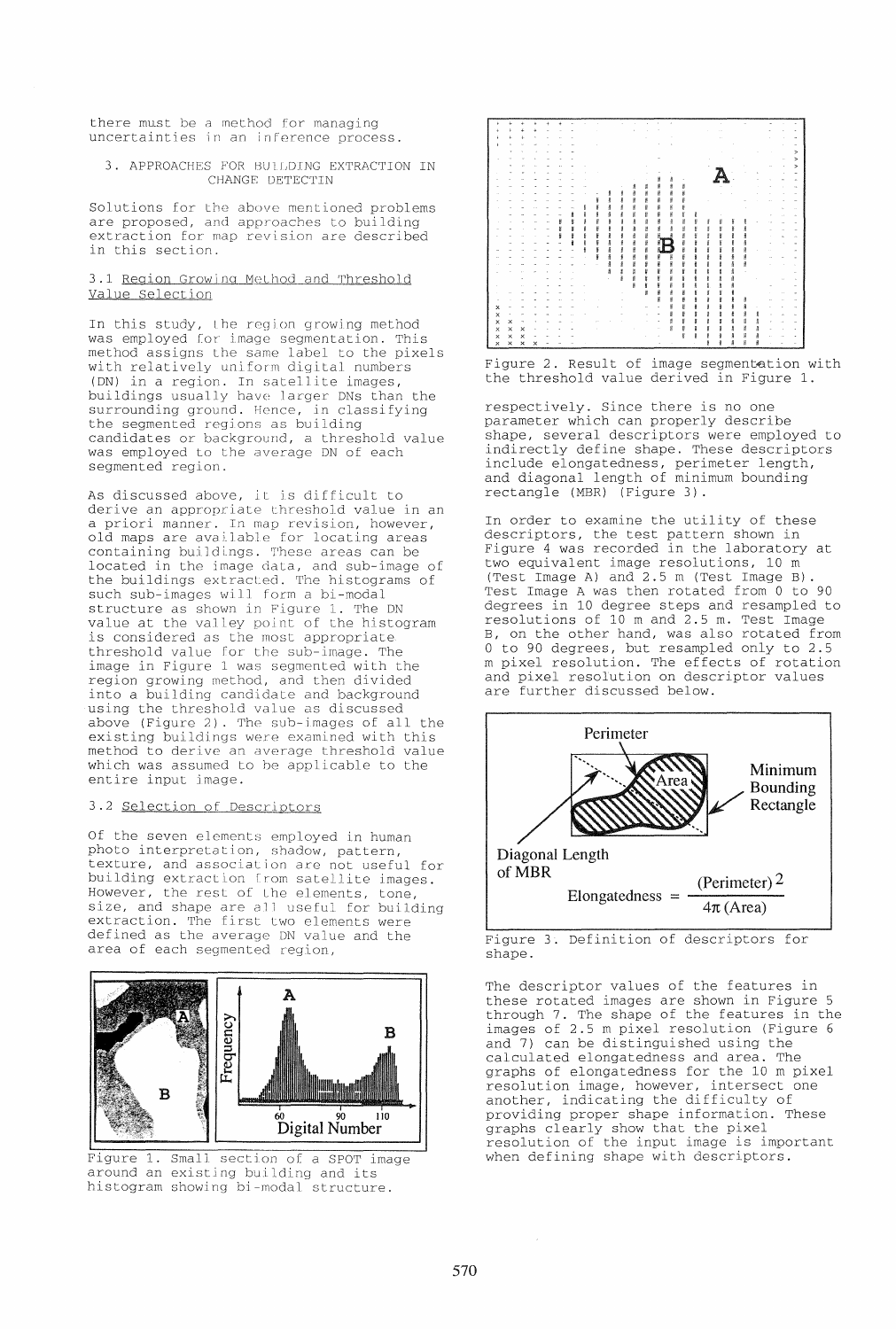there must be a method for managing uncertainties in an inference process.

## 3. APPROACHES FOR BUILDING EXTRACTION IN CHANGE DETECTIN

Solutions for the above mentioned problems are proposed, and approaches to building extraction for map revision are described in this section.

### 3.1 Region Growing Method and Threshold Value Selection

In this study, the region growing method was employed for image segmentation. This method assigns the same label to the pixels with relatively uniform digital numbers (DN) in a region. In satellite images, buildings usually have larger DNs than the surrounding ground. Hence, in classifying the segmented regions as building candidates or background, a threshold value was employed to the average DN of each segmented region.

As discussed above, it is difficult to derive an appropriate threshold value in an a priori manner. In map revision, however, old maps are available for locating areas containing buildings. These areas can be located in the image data, and sub-image of the buildings extracted. The histograms of such sub-images will form a bi-modal structure as shown in Figure 1. The DN value at the valley point of the histogram is considered as the most appropriate threshold value for the sub-image. The image in Figure 1 was segmented with the region growing method, and then divided into a building candidate and background using the threshold value as discussed above (Figure 2). The sub-images of all the existing buildings were examined with this method to derive an average threshold value which was assumed to be applicable to the entire input image.

### 3.2 Selection of Descriptors

Of the seven elements employed in human photo interpretation, shadow, pattern, texture, and association are not useful for building extraction from satellite images. However, the rest of the elements, tone, size, and shape are all useful for building extraction. The first two elements were defined as the average DN value and the area of each segmented region, respectively. Since there is no one parameter which can properly describe shape, several descriptors were employed to indirectly define shape. These descriptors include elongatedness, perimeter length, and diagonal length of minimum bounding rectangle (MBR) (Figure 3).

A

B

Frequency

A

B

60 90 110

Digital Number

Figure 1. Small section of a SPOT image around an existing building and its histogram showing bi-modal structure.

A

B

Figure 2. Result of image segmentation with the threshold value derived in Figure 1.

In order to examine the utility of these descriptors, the test pattern shown in Figure 4 was recorded in the laboratory at two equivalent image resolutions, 10 m (Test Image A) and 2.5 m (Test Image B). Test Image A was then rotated from 0 to 90 degrees in 10 degree steps and resampled to resolutions of 10 m and 2.5 m. Test Image B, on the other hand, was also rotated from 0 to 90 degrees, but resampled only to 2.5 m pixel resolution. The effects of rotation and pixel resolution on descriptor values are further discussed below.

Perimeter

Area

Minimum Bounding Rectangle

Diagonal Length of MBR

$$\text{Elongatedness} = \frac{(\text{Perimeter})^2}{4\pi\,(\text{Area})}$$

Figure 3. Definition of descriptors for shape.

The descriptor values of the features in these rotated images are shown in Figure 5 through 7. The shape of the features in the images of 2.5 m pixel resolution (Figure 6 and 7) can be distinguished using the calculated elongatedness and area. The graphs of elongatedness for the 10 m pixel resolution image, however, intersect one another, indicating the difficulty of providing proper shape information. These graphs clearly show that the pixel resolution of the input image is important when defining shape with descriptors.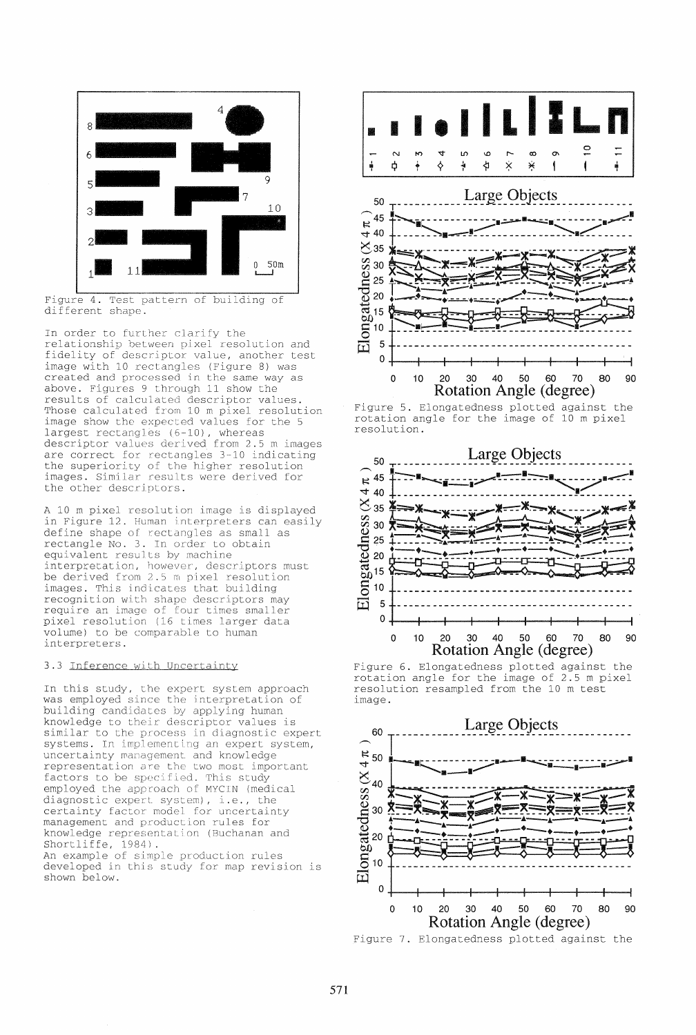8

4

6

5

9

7

3

10

2

0 50m

1

11

Figure 4. Test pattern of building of different shape.

In order to further clarify the relationship between pixel resolution and fidelity of descriptor value, another test image with 10 rectangles (Figure 8) was created and processed in the same way as above. Figures 9 through 11 show the results of calculated descriptor values. Those calculated from 10 m pixel resolution image show the expected values for the 5 largest rectangles (6-10), whereas descriptor values derived from 2.5 m images are correct for rectangles 3-10 indicating the superiority of the higher resolution images. Similar results were derived for the other descriptors.

A 10 m pixel resolution image is displayed in Figure 12. Human interpreters can easily define shape of rectangles as small as rectangle No. 3. In order to obtain equivalent results by machine interpretation, however, descriptors must be derived from 2.5 m pixel resolution images. This indicates that building recognition with shape descriptors may require an image of four times smaller pixel resolution (16 times larger data volume) to be comparable to human interpreters.

### 3.3 Inference with Uncertainty

In this study, the expert system approach was employed since the interpretation of building candidates by applying human knowledge to their descriptor values is similar to the process in diagnostic expert systems. In implementing an expert system, uncertainty management and knowledge representation are the two most important factors to be specified. This study employed the approach of MYCIN (medical diagnostic expert system), i.e., the certainty factor model for uncertainty management and production rules for knowledge representation (Buchanan and Shortliffe, 1984).
An example of simple production rules developed in this study for map revision is shown below.

1 2 3 4 5 6 7 8 9 10 11

Large Objects

Elongatedness (X 4 π)

Rotation Angle (degree)

0 10 20 30 40 50 60 70 80 90

0 5 10 15 20 25 30 35 40 45 50

Figure 5. Elongatedness plotted against the rotation angle for the image of 10 m pixel resolution.

Large Objects

Elongatedness (X 4 π)

Rotation Angle (degree)

0 10 20 30 40 50 60 70 80 90

0 5 10 15 20 25 30 35 40 45 50

Figure 6. Elongatedness plotted against the rotation angle for the image of 2.5 m pixel resolution resampled from the 10 m test image.

Large Objects

Elongatedness (X 4 π)

Rotation Angle (degree)

0 10 20 30 40 50 60 70 80 90

0 10 20 30 40 50 60

Figure 7. Elongatedness plotted against the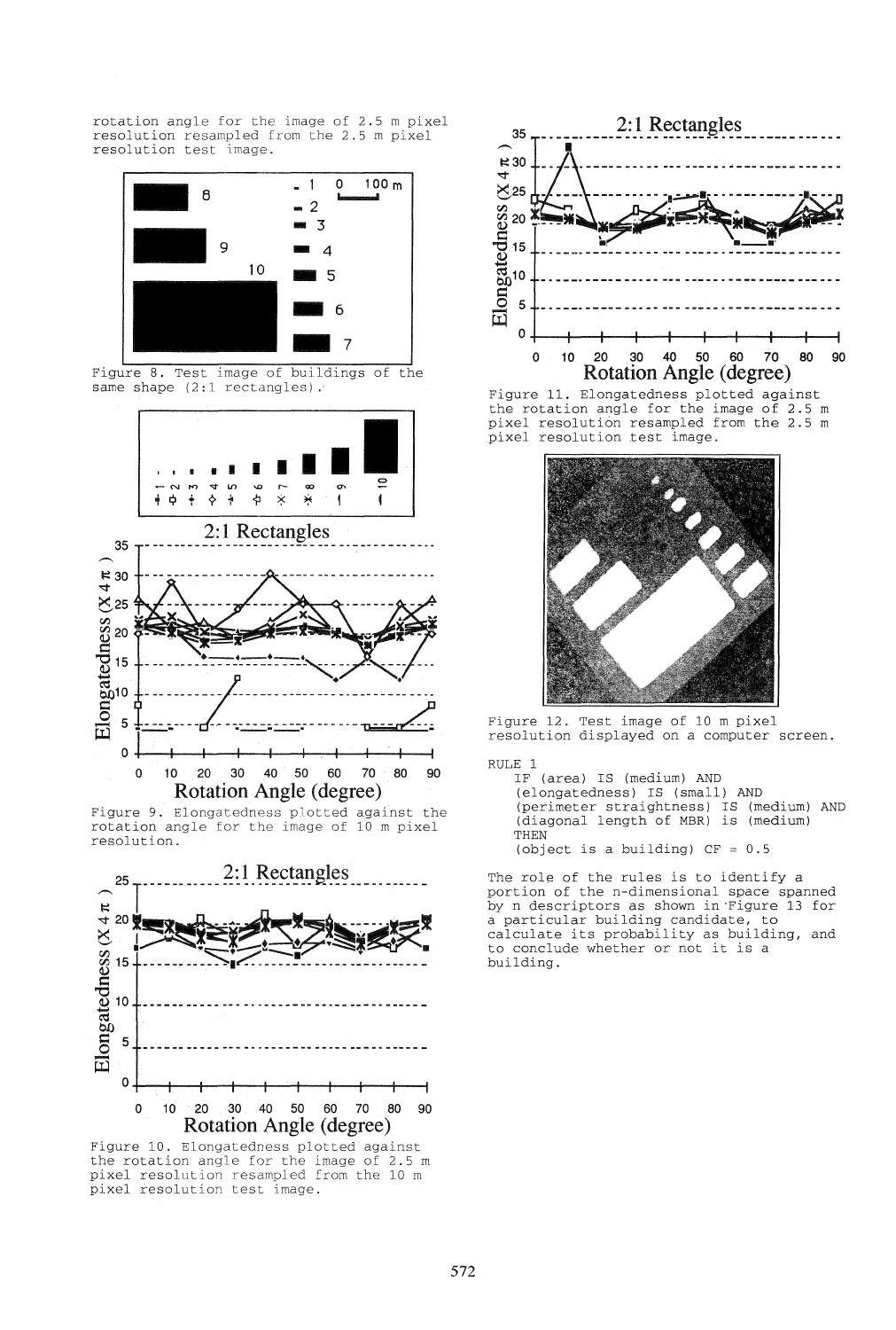rotation angle for the image of 2.5 m pixel resolution resampled from the 2.5 m pixel resolution test image.

8
9
10
1
2
3
4
5
6
7
0 100 m

Figure 8. Test image of buildings of the same shape (2:1 rectangles).

1 2 3 4 5 6 7 8 9 10

2:1 Rectangles

Elongatedness (X 4 π)

35
30
25
20
15
10
5
0

0 10 20 30 40 50 60 70 80 90

Rotation Angle (degree)

Figure 9. Elongatedness plotted against the rotation angle for the image of 10 m pixel resolution.

2:1 Rectangles

Elongatedness (X 4 π)

25
20
15
10
5
0

0 10 20 30 40 50 60 70 80 90

Rotation Angle (degree)

Figure 10. Elongatedness plotted against the rotation angle for the image of 2.5 m pixel resolution resampled from the 10 m pixel resolution test image.

2:1 Rectangles

Elongatedness (X 4 π)

35
30
25
20
15
10
5
0

0 10 20 30 40 50 60 70 80 90

Rotation Angle (degree)

Figure 11. Elongatedness plotted against the rotation angle for the image of 2.5 m pixel resolution resampled from the 2.5 m pixel resolution test image.

Figure 12. Test image of 10 m pixel resolution displayed on a computer screen.

```
RULE 1
   IF (area) IS (medium) AND
   (elongatedness) IS (small) AND
   (perimeter straightness) IS (medium) AND
   (diagonal length of MBR) is (medium)
   THEN
   (object is a building) CF = 0.5
```

The role of the rules is to identify a portion of the n-dimensional space spanned by n descriptors as shown in Figure 13 for a particular building candidate, to calculate its probability as building, and to conclude whether or not it is a building.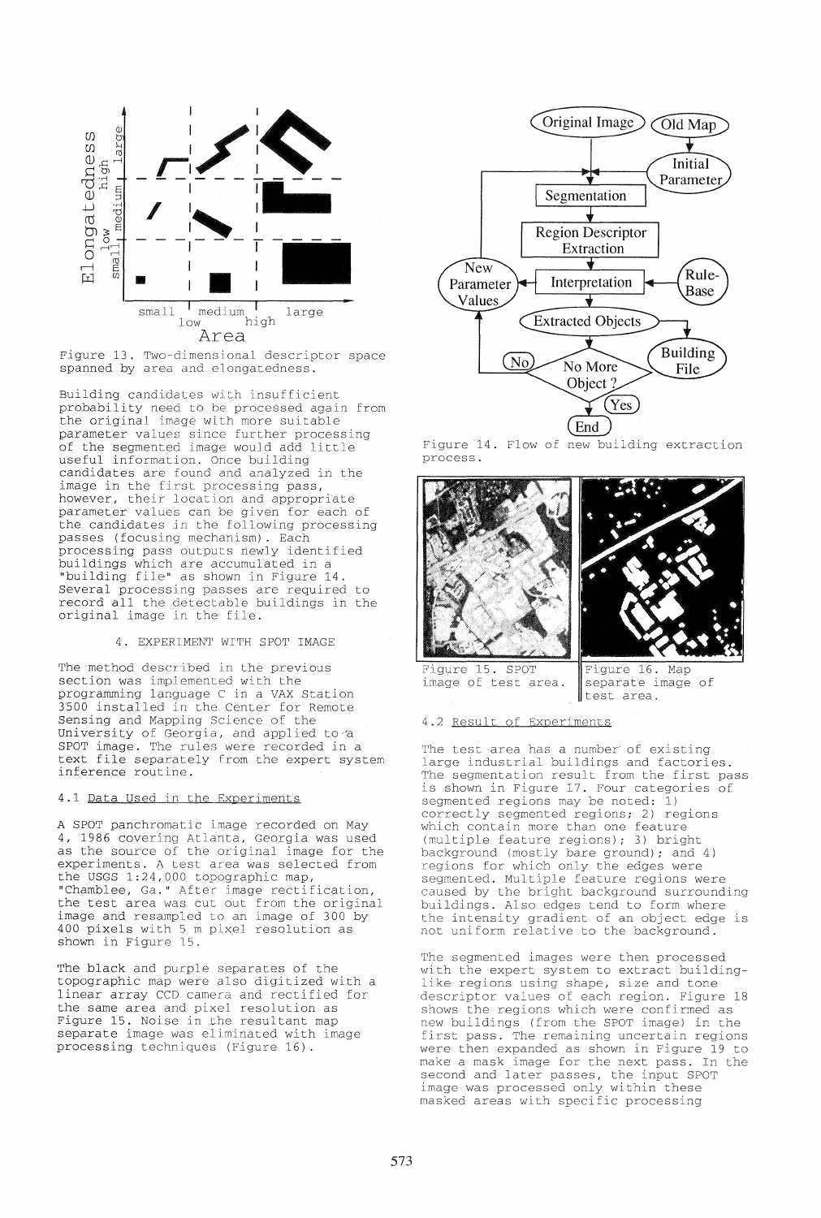Elongatedness

high large

low medium

small

small medium large

low high

Area

Figure 13. Two-dimensional descriptor space spanned by area and elongatedness.

Building candidates with insufficient probability need to be processed again from the original image with more suitable parameter values since further processing of the segmented image would add little useful information. Once building candidates are found and analyzed in the image in the first processing pass, however, their location and appropriate parameter values can be given for each of the candidates in the following processing passes (focusing mechanism). Each processing pass outputs newly identified buildings which are accumulated in a "building file" as shown in Figure 14. Several processing passes are required to record all the detectable buildings in the original image in the file.

## 4. EXPERIMENT WITH SPOT IMAGE

The method described in the previous section was implemented with the programming language C in a VAX Station 3500 installed in the Center for Remote Sensing and Mapping Science of the University of Georgia, and applied to a SPOT image. The rules were recorded in a text file separately from the expert system inference routine.

### 4.1 Data Used in the Experiments

A SPOT panchromatic image recorded on May 4, 1986 covering Atlanta, Georgia was used as the source of the original image for the experiments. A test area was selected from the USGS 1:24,000 topographic map, "Chamblee, Ga." After image rectification, the test area was cut out from the original image and resampled to an image of 300 by 400 pixels with 5 m pixel resolution as shown in Figure 15.

The black and purple separates of the topographic map were also digitized with a linear array CCD camera and rectified for the same area and pixel resolution as Figure 15. Noise in the resultant map separate image was eliminated with image processing techniques (Figure 16).

Original Image

Old Map

Initial Parameter

Segmentation

Region Descriptor Extraction

New Parameter Values

Interpretation

Rule-Base

Extracted Objects

Building File

No

No More Object ?

Yes

End

Figure 14. Flow of new building extraction process.

Figure 15. SPOT image of test area.

Figure 16. Map separate image of test area.

### 4.2 Result of Experiments

The test area has a number of existing large industrial buildings and factories. The segmentation result from the first pass is shown in Figure 17. Four categories of segmented regions may be noted: 1) correctly segmented regions; 2) regions which contain more than one feature (multiple feature regions); 3) bright background (mostly bare ground); and 4) regions for which only the edges were segmented. Multiple feature regions were caused by the bright background surrounding buildings. Also edges tend to form where the intensity gradient of an object edge is not uniform relative to the background.

The segmented images were then processed with the expert system to extract building-like regions using shape, size and tone descriptor values of each region. Figure 18 shows the regions which were confirmed as new buildings (from the SPOT image) in the first pass. The remaining uncertain regions were then expanded as shown in Figure 19 to make a mask image for the next pass. In the second and later passes, the input SPOT image was processed only within these masked areas with specific processing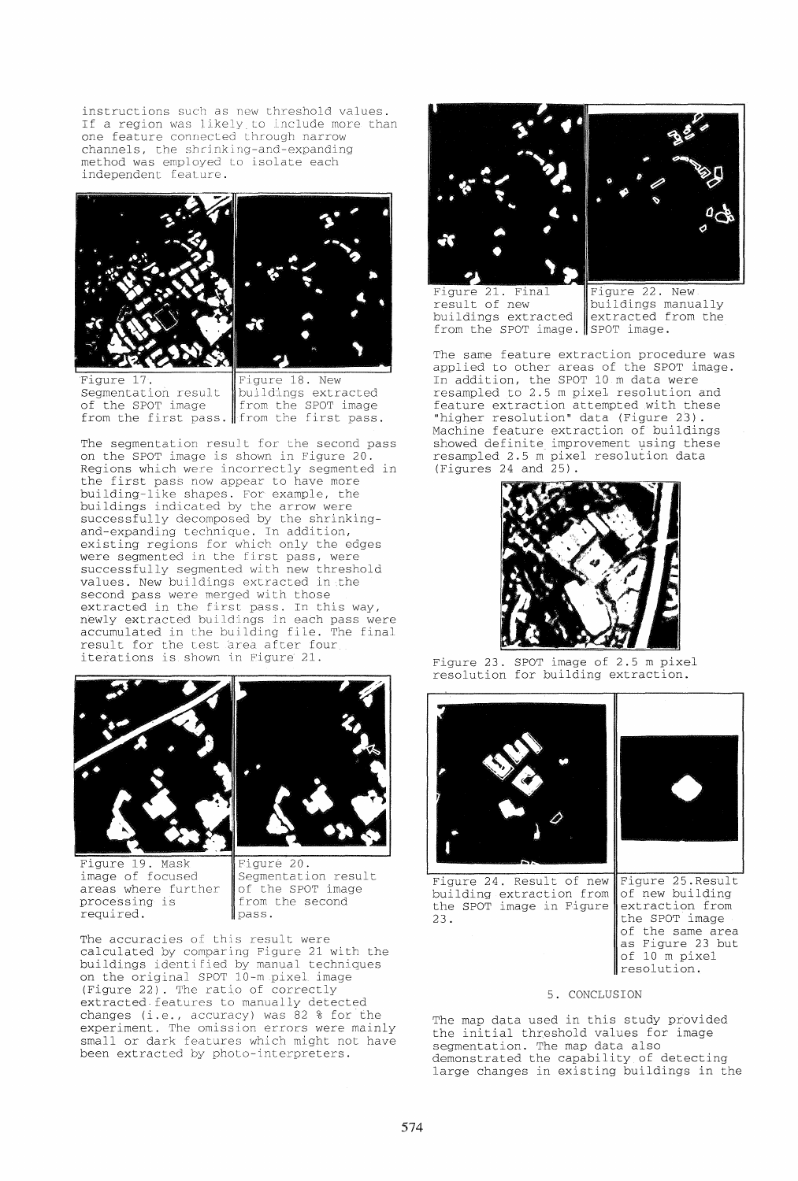instructions such as new threshold values. If a region was likely to include more than one feature connected through narrow channels, the shrinking-and-expanding method was employed to isolate each independent feature.

Figure 17. Segmentation result of the SPOT image from the first pass.

Figure 18. New buildings extracted from the SPOT image from the first pass.

The segmentation result for the second pass on the SPOT image is shown in Figure 20. Regions which were incorrectly segmented in the first pass now appear to have more building-like shapes. For example, the buildings indicated by the arrow were successfully decomposed by the shrinking-and-expanding technique. In addition, existing regions for which only the edges were segmented in the first pass, were successfully segmented with new threshold values. New buildings extracted in the second pass were merged with those extracted in the first pass. In this way, newly extracted buildings in each pass were accumulated in the building file. The final result for the test area after four iterations is shown in Figure 21.

Figure 19. Mask image of focused areas where further processing is required.

Figure 20. Segmentation result of the SPOT image from the second pass.

The accuracies of this result were calculated by comparing Figure 21 with the buildings identified by manual techniques on the original SPOT 10-m pixel image (Figure 22). The ratio of correctly extracted features to manually detected changes (i.e., accuracy) was 82 % for the experiment. The omission errors were mainly small or dark features which might not have been extracted by photo-interpreters.

Figure 21. Final result of new buildings extracted from the SPOT image.

Figure 22. New buildings manually extracted from the SPOT image.

The same feature extraction procedure was applied to other areas of the SPOT image. In addition, the SPOT 10 m data were resampled to 2.5 m pixel resolution and feature extraction attempted with these "higher resolution" data (Figure 23). Machine feature extraction of buildings showed definite improvement using these resampled 2.5 m pixel resolution data (Figures 24 and 25).

Figure 23. SPOT image of 2.5 m pixel resolution for building extraction.

Figure 24. Result of new building extraction from the SPOT image in Figure 23.

Figure 25. Result of new building extraction from the SPOT image of the same area as Figure 23 but of 10 m pixel resolution.

## 5. CONCLUSION

The map data used in this study provided the initial threshold values for image segmentation. The map data also demonstrated the capability of detecting large changes in existing buildings in the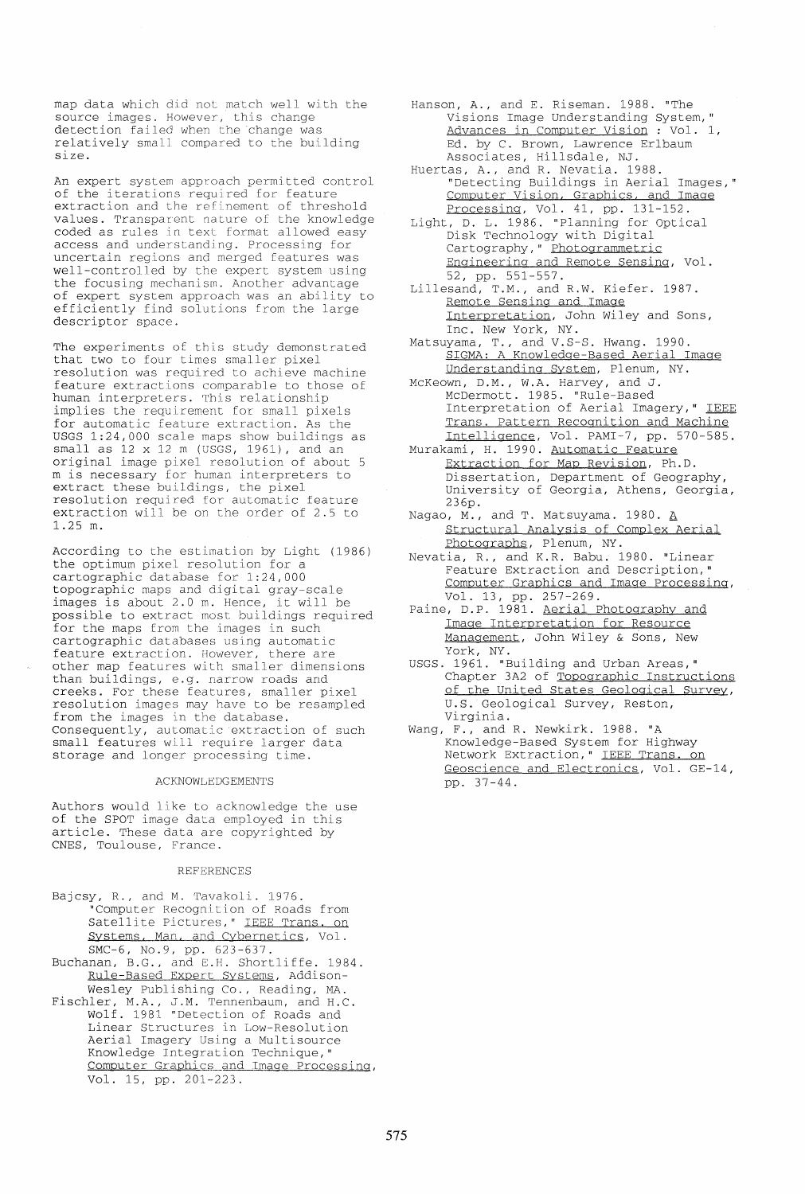map data which did not match well with the source images. However, this change detection failed when the change was relatively small compared to the building size.

An expert system approach permitted control of the iterations required for feature extraction and the refinement of threshold values. Transparent nature of the knowledge coded as rules in text format allowed easy access and understanding. Processing for uncertain regions and merged features was well-controlled by the expert system using the focusing mechanism. Another advantage of expert system approach was an ability to efficiently find solutions from the large descriptor space.

The experiments of this study demonstrated that two to four times smaller pixel resolution was required to achieve machine feature extractions comparable to those of human interpreters. This relationship implies the requirement for small pixels for automatic feature extraction. As the USGS 1:24,000 scale maps show buildings as small as 12 x 12 m (USGS, 1961), and an original image pixel resolution of about 5 m is necessary for human interpreters to extract these buildings, the pixel resolution required for automatic feature extraction will be on the order of 2.5 to 1.25 m.

According to the estimation by Light (1986) the optimum pixel resolution for a cartographic database for 1:24,000 topographic maps and digital gray-scale images is about 2.0 m. Hence, it will be possible to extract most buildings required for the maps from the images in such cartographic databases using automatic feature extraction. However, there are other map features with smaller dimensions than buildings, e.g. narrow roads and creeks. For these features, smaller pixel resolution images may have to be resampled from the images in the database. Consequently, automatic extraction of such small features will require larger data storage and longer processing time.

## ACKNOWLEDGEMENTS

Authors would like to acknowledge the use of the SPOT image data employed in this article. These data are copyrighted by CNES, Toulouse, France.

## REFERENCES

Bajcsy, R., and M. Tavakoli. 1976. "Computer Recognition of Roads from Satellite Pictures," IEEE Trans. on Systems, Man, and Cybernetics, Vol. SMC-6, No.9, pp. 623-637.

Buchanan, B.G., and E.H. Shortliffe. 1984. Rule-Based Expert Systems, Addison-Wesley Publishing Co., Reading, MA.

Fischler, M.A., J.M. Tennenbaum, and H.C. Wolf. 1981 "Detection of Roads and Linear Structures in Low-Resolution Aerial Imagery Using a Multisource Knowledge Integration Technique," Computer Graphics and Image Processing, Vol. 15, pp. 201-223.

Hanson, A., and E. Riseman. 1988. "The Visions Image Understanding System," Advances in Computer Vision : Vol. 1, Ed. by C. Brown, Lawrence Erlbaum Associates, Hillsdale, NJ.

Huertas, A., and R. Nevatia. 1988. "Detecting Buildings in Aerial Images," Computer Vision, Graphics, and Image Processing, Vol. 41, pp. 131-152.

Light, D. L. 1986. "Planning for Optical Disk Technology with Digital Cartography," Photogrammetric Engineering and Remote Sensing, Vol. 52, pp. 551-557.

Lillesand, T.M., and R.W. Kiefer. 1987. Remote Sensing and Image Interpretation, John Wiley and Sons, Inc. New York, NY.

Matsuyama, T., and V.S-S. Hwang. 1990. SIGMA: A Knowledge-Based Aerial Image Understanding System, Plenum, NY.

McKeown, D.M., W.A. Harvey, and J. McDermott. 1985. "Rule-Based Interpretation of Aerial Imagery," IEEE Trans. Pattern Recognition and Machine Intelligence, Vol. PAMI-7, pp. 570-585.

Murakami, H. 1990. Automatic Feature Extraction for Map Revision, Ph.D. Dissertation, Department of Geography, University of Georgia, Athens, Georgia, 236p.

Nagao, M., and T. Matsuyama. 1980. A Structural Analysis of Complex Aerial Photographs, Plenum, NY.

Nevatia, R., and K.R. Babu. 1980. "Linear Feature Extraction and Description," Computer Graphics and Image Processing, Vol. 13, pp. 257-269.

Paine, D.P. 1981. Aerial Photography and Image Interpretation for Resource Management, John Wiley & Sons, New York, NY.

USGS. 1961. "Building and Urban Areas," Chapter 3A2 of Topographic Instructions of the United States Geological Survey, U.S. Geological Survey, Reston, Virginia.

Wang, F., and R. Newkirk. 1988. "A Knowledge-Based System for Highway Network Extraction," IEEE Trans. on Geoscience and Electronics, Vol. GE-14, pp. 37-44.